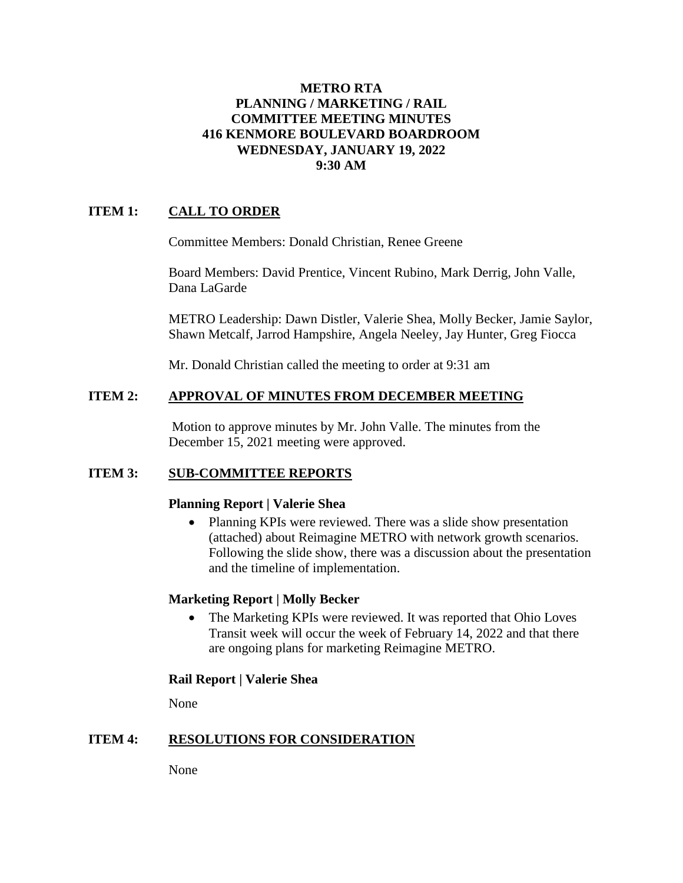# METRO RTA
# PLANNING / MARKETING / RAIL
# COMMITTEE MEETING MINUTES
# 416 KENMORE BOULEVARD BOARDROOM
# WEDNESDAY, JANUARY 19, 2022
# 9:30 AM

## ITEM 1: CALL TO ORDER

Committee Members: Donald Christian, Renee Greene

Board Members: David Prentice, Vincent Rubino, Mark Derrig, John Valle, Dana LaGarde

METRO Leadership: Dawn Distler, Valerie Shea, Molly Becker, Jamie Saylor, Shawn Metcalf, Jarrod Hampshire, Angela Neeley, Jay Hunter, Greg Fiocca

Mr. Donald Christian called the meeting to order at 9:31 am

## ITEM 2: APPROVAL OF MINUTES FROM DECEMBER MEETING

Motion to approve minutes by Mr. John Valle. The minutes from the December 15, 2021 meeting were approved.

## ITEM 3: SUB-COMMITTEE REPORTS

**Planning Report | Valerie Shea**

- Planning KPIs were reviewed. There was a slide show presentation (attached) about Reimagine METRO with network growth scenarios. Following the slide show, there was a discussion about the presentation and the timeline of implementation.

**Marketing Report | Molly Becker**

- The Marketing KPIs were reviewed. It was reported that Ohio Loves Transit week will occur the week of February 14, 2022 and that there are ongoing plans for marketing Reimagine METRO.

**Rail Report | Valerie Shea**

None

## ITEM 4: RESOLUTIONS FOR CONSIDERATION

None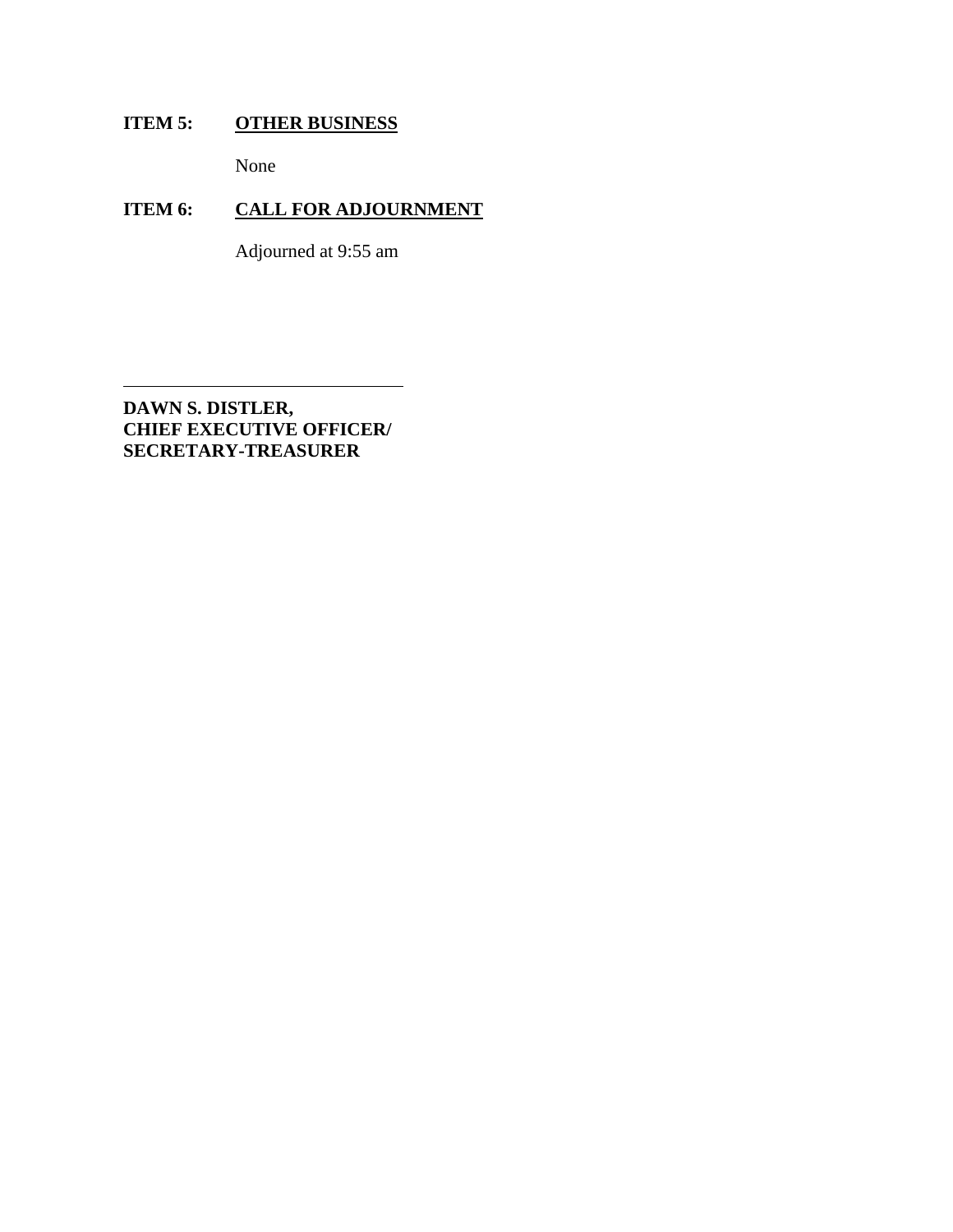**ITEM 5: <u>OTHER BUSINESS</u>**

None

**ITEM 6: <u>CALL FOR ADJOURNMENT</u>**

Adjourned at 9:55 am

\_\_\_\_\_\_\_\_\_\_\_\_\_\_\_\_\_\_\_\_\_\_\_\_\_\_\_\_\_\_\_\_

**DAWN S. DISTLER,**
**CHIEF EXECUTIVE OFFICER/**
**SECRETARY-TREASURER**